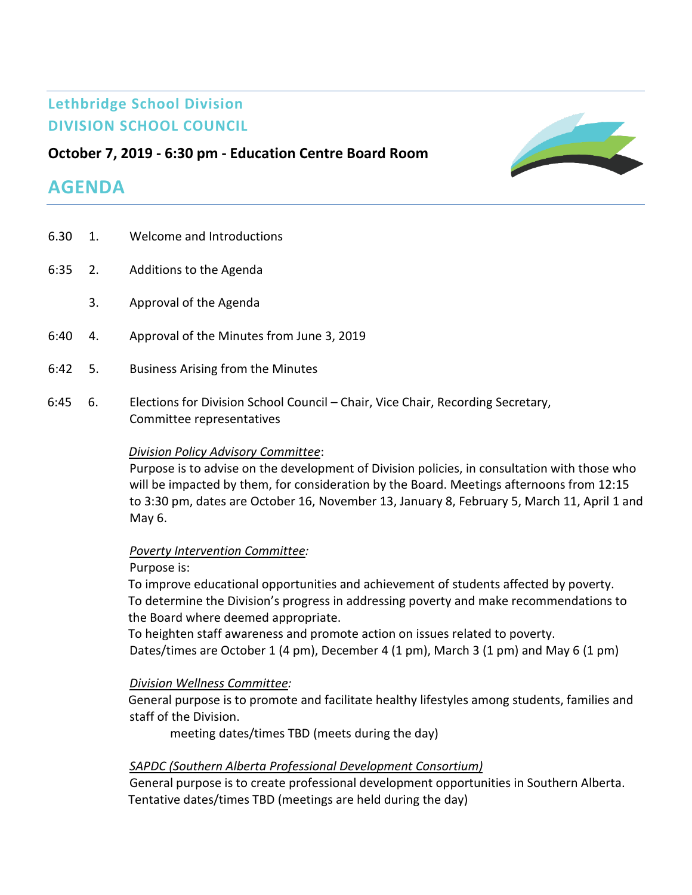## Lethbridge School Division
## DIVISION SCHOOL COUNCIL

**October 7, 2019 - 6:30 pm - Education Centre Board Room**

# AGENDA

6.30 1. Welcome and Introductions

6:35 2. Additions to the Agenda

3. Approval of the Agenda

6:40 4. Approval of the Minutes from June 3, 2019

6:42 5. Business Arising from the Minutes

6:45 6. Elections for Division School Council – Chair, Vice Chair, Recording Secretary, Committee representatives

*Division Policy Advisory Committee*:
Purpose is to advise on the development of Division policies, in consultation with those who will be impacted by them, for consideration by the Board. Meetings afternoons from 12:15 to 3:30 pm, dates are October 16, November 13, January 8, February 5, March 11, April 1 and May 6.

*Poverty Intervention Committee:*
Purpose is:
To improve educational opportunities and achievement of students affected by poverty.
To determine the Division's progress in addressing poverty and make recommendations to the Board where deemed appropriate.
To heighten staff awareness and promote action on issues related to poverty.
Dates/times are October 1 (4 pm), December 4 (1 pm), March 3 (1 pm) and May 6 (1 pm)

*Division Wellness Committee:*
General purpose is to promote and facilitate healthy lifestyles among students, families and staff of the Division.
meeting dates/times TBD (meets during the day)

*SAPDC (Southern Alberta Professional Development Consortium)*
General purpose is to create professional development opportunities in Southern Alberta.
Tentative dates/times TBD (meetings are held during the day)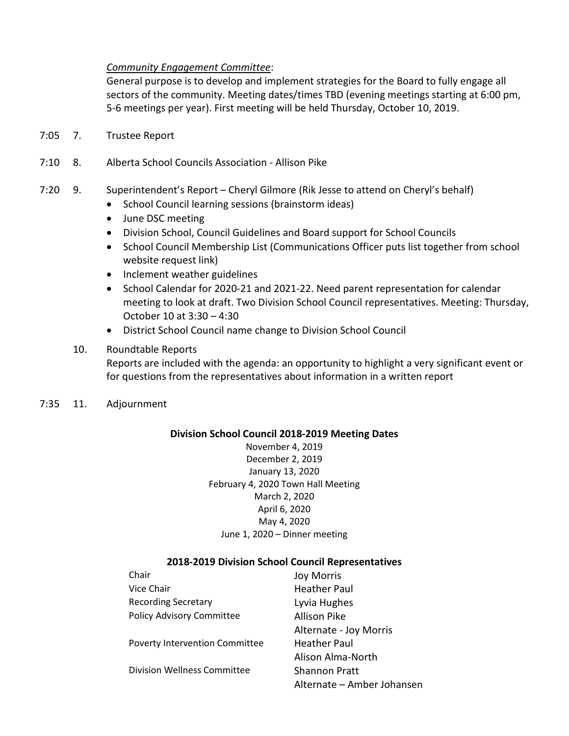*Community Engagement Committee*:
General purpose is to develop and implement strategies for the Board to fully engage all sectors of the community. Meeting dates/times TBD (evening meetings starting at 6:00 pm, 5-6 meetings per year). First meeting will be held Thursday, October 10, 2019.

7:05 7. Trustee Report

7:10 8. Alberta School Councils Association - Allison Pike

7:20 9. Superintendent's Report – Cheryl Gilmore (Rik Jesse to attend on Cheryl's behalf)

- School Council learning sessions (brainstorm ideas)
- June DSC meeting
- Division School, Council Guidelines and Board support for School Councils
- School Council Membership List (Communications Officer puts list together from school website request link)
- Inclement weather guidelines
- School Calendar for 2020-21 and 2021-22. Need parent representation for calendar meeting to look at draft. Two Division School Council representatives. Meeting: Thursday, October 10 at 3:30 – 4:30
- District School Council name change to Division School Council

10. Roundtable Reports
Reports are included with the agenda: an opportunity to highlight a very significant event or for questions from the representatives about information in a written report

7:35 11. Adjournment

**Division School Council 2018-2019 Meeting Dates**

November 4, 2019
December 2, 2019
January 13, 2020
February 4, 2020 Town Hall Meeting
March 2, 2020
April 6, 2020
May 4, 2020
June 1, 2020 – Dinner meeting

**2018-2019 Division School Council Representatives**

| | |
|---|---|
| Chair | Joy Morris |
| Vice Chair | Heather Paul |
| Recording Secretary | Lyvia Hughes |
| Policy Advisory Committee | Allison Pike |
| | Alternate - Joy Morris |
| Poverty Intervention Committee | Heather Paul |
| | Alison Alma-North |
| Division Wellness Committee | Shannon Pratt |
| | Alternate – Amber Johansen |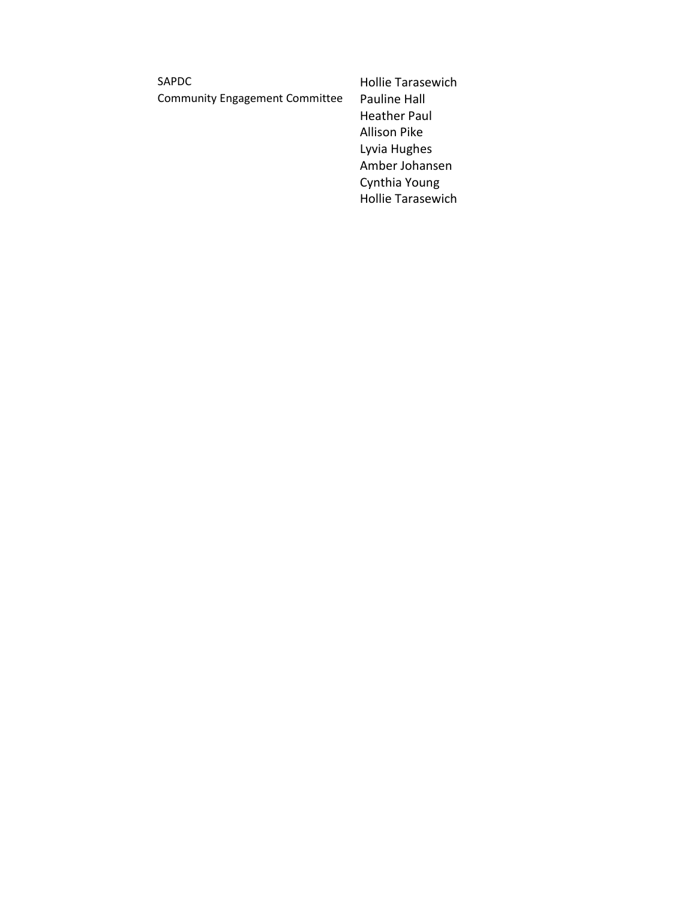| SAPDC Community Engagement Committee | Hollie Tarasewich |
| --- | --- |
| | Pauline Hall |
| | Heather Paul |
| | Allison Pike |
| | Lyvia Hughes |
| | Amber Johansen |
| | Cynthia Young |
| | Hollie Tarasewich |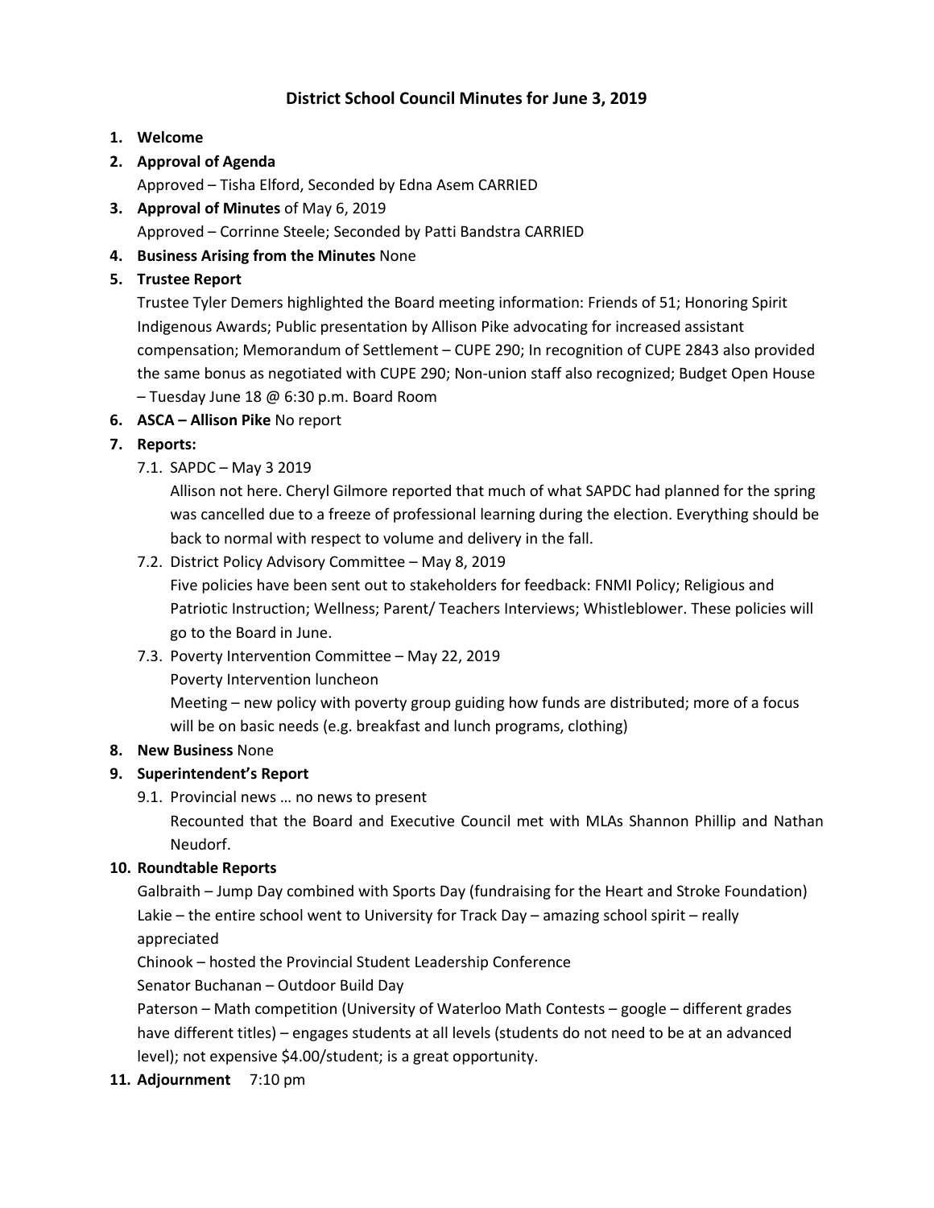# District School Council Minutes for June 3, 2019

1. **Welcome**
2. **Approval of Agenda**

   Approved – Tisha Elford, Seconded by Edna Asem CARRIED
3. **Approval of Minutes** of May 6, 2019

   Approved – Corrinne Steele; Seconded by Patti Bandstra CARRIED
4. **Business Arising from the Minutes** None
5. **Trustee Report**

   Trustee Tyler Demers highlighted the Board meeting information: Friends of 51; Honoring Spirit Indigenous Awards; Public presentation by Allison Pike advocating for increased assistant compensation; Memorandum of Settlement – CUPE 290; In recognition of CUPE 2843 also provided the same bonus as negotiated with CUPE 290; Non-union staff also recognized; Budget Open House – Tuesday June 18 @ 6:30 p.m. Board Room
6. **ASCA – Allison Pike** No report
7. **Reports:**
   - 7.1. SAPDC – May 3 2019

     Allison not here. Cheryl Gilmore reported that much of what SAPDC had planned for the spring was cancelled due to a freeze of professional learning during the election. Everything should be back to normal with respect to volume and delivery in the fall.
   - 7.2. District Policy Advisory Committee – May 8, 2019

     Five policies have been sent out to stakeholders for feedback: FNMI Policy; Religious and Patriotic Instruction; Wellness; Parent/ Teachers Interviews; Whistleblower. These policies will go to the Board in June.
   - 7.3. Poverty Intervention Committee – May 22, 2019

     Poverty Intervention luncheon

     Meeting – new policy with poverty group guiding how funds are distributed; more of a focus will be on basic needs (e.g. breakfast and lunch programs, clothing)
8. **New Business** None
9. **Superintendent's Report**
   - 9.1. Provincial news … no news to present

     Recounted that the Board and Executive Council met with MLAs Shannon Phillip and Nathan Neudorf.
10. **Roundtable Reports**

    Galbraith – Jump Day combined with Sports Day (fundraising for the Heart and Stroke Foundation)

    Lakie – the entire school went to University for Track Day – amazing school spirit – really appreciated

    Chinook – hosted the Provincial Student Leadership Conference

    Senator Buchanan – Outdoor Build Day

    Paterson – Math competition (University of Waterloo Math Contests – google – different grades have different titles) – engages students at all levels (students do not need to be at an advanced level); not expensive $4.00/student; is a great opportunity.
11. **Adjournment** 7:10 pm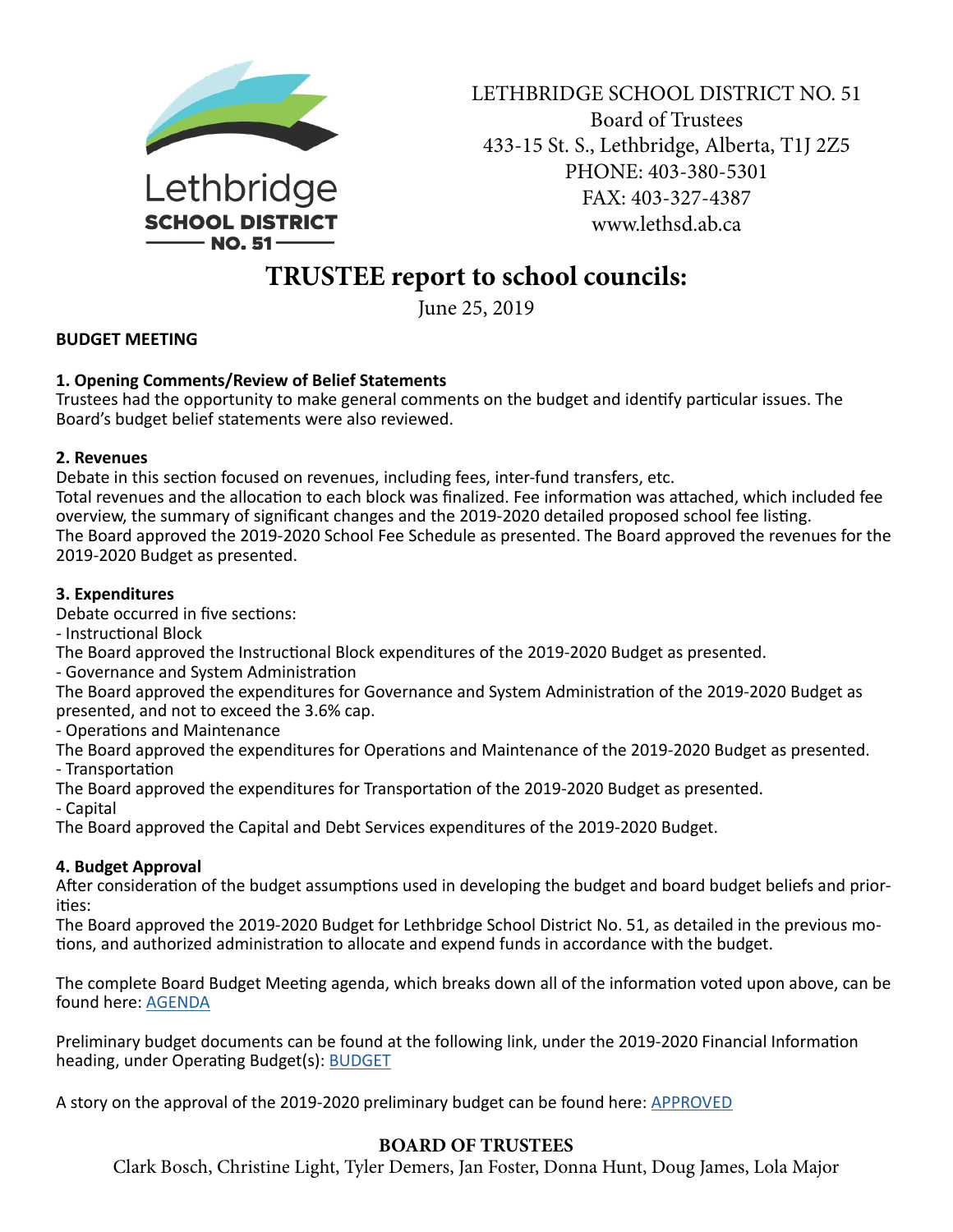LETHBRIDGE SCHOOL DISTRICT NO. 51
Board of Trustees
433-15 St. S., Lethbridge, Alberta, T1J 2Z5
PHONE: 403-380-5301
FAX: 403-327-4387
www.lethsd.ab.ca

# TRUSTEE report to school councils:

June 25, 2019

**BUDGET MEETING**

**1. Opening Comments/Review of Belief Statements**
Trustees had the opportunity to make general comments on the budget and identify particular issues. The Board's budget belief statements were also reviewed.

**2. Revenues**
Debate in this section focused on revenues, including fees, inter-fund transfers, etc.
Total revenues and the allocation to each block was finalized. Fee information was attached, which included fee overview, the summary of significant changes and the 2019-2020 detailed proposed school fee listing.
The Board approved the 2019-2020 School Fee Schedule as presented. The Board approved the revenues for the 2019-2020 Budget as presented.

**3. Expenditures**
Debate occurred in five sections:
- Instructional Block
The Board approved the Instructional Block expenditures of the 2019-2020 Budget as presented.
- Governance and System Administration
The Board approved the expenditures for Governance and System Administration of the 2019-2020 Budget as presented, and not to exceed the 3.6% cap.
- Operations and Maintenance
The Board approved the expenditures for Operations and Maintenance of the 2019-2020 Budget as presented.
- Transportation
The Board approved the expenditures for Transportation of the 2019-2020 Budget as presented.
- Capital
The Board approved the Capital and Debt Services expenditures of the 2019-2020 Budget.

**4. Budget Approval**
After consideration of the budget assumptions used in developing the budget and board budget beliefs and priorities:
The Board approved the 2019-2020 Budget for Lethbridge School District No. 51, as detailed in the previous motions, and authorized administration to allocate and expend funds in accordance with the budget.

The complete Board Budget Meeting agenda, which breaks down all of the information voted upon above, can be found here: AGENDA

Preliminary budget documents can be found at the following link, under the 2019-2020 Financial Information heading, under Operating Budget(s): BUDGET

A story on the approval of the 2019-2020 preliminary budget can be found here: APPROVED

**BOARD OF TRUSTEES**
Clark Bosch, Christine Light, Tyler Demers, Jan Foster, Donna Hunt, Doug James, Lola Major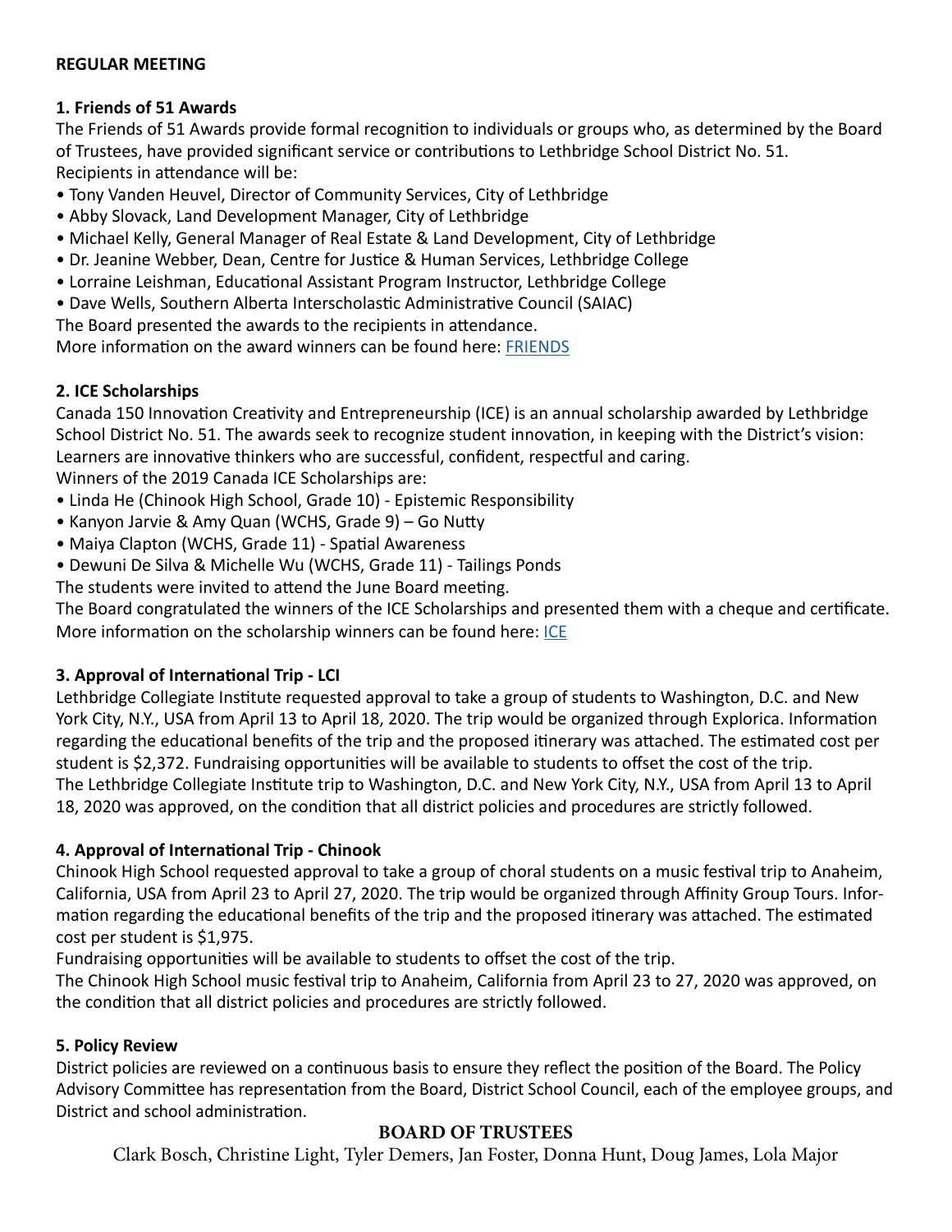**REGULAR MEETING**

### 1. Friends of 51 Awards

The Friends of 51 Awards provide formal recognition to individuals or groups who, as determined by the Board of Trustees, have provided significant service or contributions to Lethbridge School District No. 51.
Recipients in attendance will be:

- Tony Vanden Heuvel, Director of Community Services, City of Lethbridge
- Abby Slovack, Land Development Manager, City of Lethbridge
- Michael Kelly, General Manager of Real Estate & Land Development, City of Lethbridge
- Dr. Jeanine Webber, Dean, Centre for Justice & Human Services, Lethbridge College
- Lorraine Leishman, Educational Assistant Program Instructor, Lethbridge College
- Dave Wells, Southern Alberta Interscholastic Administrative Council (SAIAC)

The Board presented the awards to the recipients in attendance.
More information on the award winners can be found here: FRIENDS

### 2. ICE Scholarships

Canada 150 Innovation Creativity and Entrepreneurship (ICE) is an annual scholarship awarded by Lethbridge School District No. 51. The awards seek to recognize student innovation, in keeping with the District's vision: Learners are innovative thinkers who are successful, confident, respectful and caring.
Winners of the 2019 Canada ICE Scholarships are:

- Linda He (Chinook High School, Grade 10) - Epistemic Responsibility
- Kanyon Jarvie & Amy Quan (WCHS, Grade 9) – Go Nutty
- Maiya Clapton (WCHS, Grade 11) - Spatial Awareness
- Dewuni De Silva & Michelle Wu (WCHS, Grade 11) - Tailings Ponds

The students were invited to attend the June Board meeting.
The Board congratulated the winners of the ICE Scholarships and presented them with a cheque and certificate.
More information on the scholarship winners can be found here: ICE

### 3. Approval of International Trip - LCI

Lethbridge Collegiate Institute requested approval to take a group of students to Washington, D.C. and New York City, N.Y., USA from April 13 to April 18, 2020. The trip would be organized through Explorica. Information regarding the educational benefits of the trip and the proposed itinerary was attached. The estimated cost per student is $2,372. Fundraising opportunities will be available to students to offset the cost of the trip.
The Lethbridge Collegiate Institute trip to Washington, D.C. and New York City, N.Y., USA from April 13 to April 18, 2020 was approved, on the condition that all district policies and procedures are strictly followed.

### 4. Approval of International Trip - Chinook

Chinook High School requested approval to take a group of choral students on a music festival trip to Anaheim, California, USA from April 23 to April 27, 2020. The trip would be organized through Affinity Group Tours. Information regarding the educational benefits of the trip and the proposed itinerary was attached. The estimated cost per student is $1,975.
Fundraising opportunities will be available to students to offset the cost of the trip.
The Chinook High School music festival trip to Anaheim, California from April 23 to 27, 2020 was approved, on the condition that all district policies and procedures are strictly followed.

### 5. Policy Review

District policies are reviewed on a continuous basis to ensure they reflect the position of the Board. The Policy Advisory Committee has representation from the Board, District School Council, each of the employee groups, and District and school administration.

**BOARD OF TRUSTEES**

Clark Bosch, Christine Light, Tyler Demers, Jan Foster, Donna Hunt, Doug James, Lola Major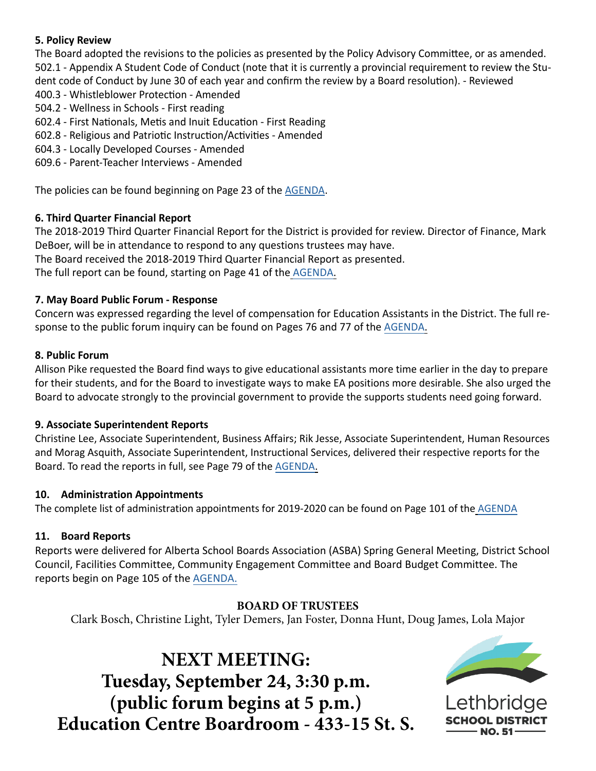**5. Policy Review**

The Board adopted the revisions to the policies as presented by the Policy Advisory Committee, or as amended.

502.1 - Appendix A Student Code of Conduct (note that it is currently a provincial requirement to review the Student code of Conduct by June 30 of each year and confirm the review by a Board resolution). - Reviewed

400.3 - Whistleblower Protection - Amended

504.2 - Wellness in Schools - First reading

602.4 - First Nationals, Metis and Inuit Education - First Reading

602.8 - Religious and Patriotic Instruction/Activities - Amended

604.3 - Locally Developed Courses - Amended

609.6 - Parent-Teacher Interviews - Amended

The policies can be found beginning on Page 23 of the AGENDA.

**6. Third Quarter Financial Report**

The 2018-2019 Third Quarter Financial Report for the District is provided for review. Director of Finance, Mark DeBoer, will be in attendance to respond to any questions trustees may have.

The Board received the 2018-2019 Third Quarter Financial Report as presented.

The full report can be found, starting on Page 41 of the AGENDA.

**7. May Board Public Forum - Response**

Concern was expressed regarding the level of compensation for Education Assistants in the District. The full response to the public forum inquiry can be found on Pages 76 and 77 of the AGENDA.

**8. Public Forum**

Allison Pike requested the Board find ways to give educational assistants more time earlier in the day to prepare for their students, and for the Board to investigate ways to make EA positions more desirable. She also urged the Board to advocate strongly to the provincial government to provide the supports students need going forward.

**9. Associate Superintendent Reports**

Christine Lee, Associate Superintendent, Business Affairs; Rik Jesse, Associate Superintendent, Human Resources and Morag Asquith, Associate Superintendent, Instructional Services, delivered their respective reports for the Board. To read the reports in full, see Page 79 of the AGENDA.

**10. Administration Appointments**

The complete list of administration appointments for 2019-2020 can be found on Page 101 of the AGENDA

**11. Board Reports**

Reports were delivered for Alberta School Boards Association (ASBA) Spring General Meeting, District School Council, Facilities Committee, Community Engagement Committee and Board Budget Committee. The reports begin on Page 105 of the AGENDA.

**BOARD OF TRUSTEES**

Clark Bosch, Christine Light, Tyler Demers, Jan Foster, Donna Hunt, Doug James, Lola Major

**NEXT MEETING:**
**Tuesday, September 24, 3:30 p.m.**
**(public forum begins at 5 p.m.)**
**Education Centre Boardroom - 433-15 St. S.**

Lethbridge SCHOOL DISTRICT NO. 51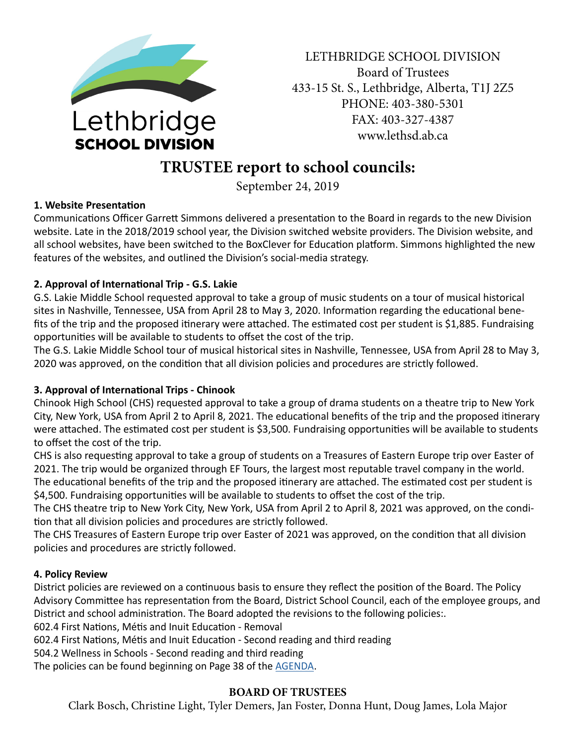LETHBRIDGE SCHOOL DIVISION
Board of Trustees
433-15 St. S., Lethbridge, Alberta, T1J 2Z5
PHONE: 403-380-5301
FAX: 403-327-4387
www.lethsd.ab.ca

# TRUSTEE report to school councils:

September 24, 2019

**1. Website Presentation**

Communications Officer Garrett Simmons delivered a presentation to the Board in regards to the new Division website. Late in the 2018/2019 school year, the Division switched website providers. The Division website, and all school websites, have been switched to the BoxClever for Education platform. Simmons highlighted the new features of the websites, and outlined the Division's social-media strategy.

**2. Approval of International Trip - G.S. Lakie**

G.S. Lakie Middle School requested approval to take a group of music students on a tour of musical historical sites in Nashville, Tennessee, USA from April 28 to May 3, 2020. Information regarding the educational benefits of the trip and the proposed itinerary were attached. The estimated cost per student is $1,885. Fundraising opportunities will be available to students to offset the cost of the trip.

The G.S. Lakie Middle School tour of musical historical sites in Nashville, Tennessee, USA from April 28 to May 3, 2020 was approved, on the condition that all division policies and procedures are strictly followed.

**3. Approval of International Trips - Chinook**

Chinook High School (CHS) requested approval to take a group of drama students on a theatre trip to New York City, New York, USA from April 2 to April 8, 2021. The educational benefits of the trip and the proposed itinerary were attached. The estimated cost per student is $3,500. Fundraising opportunities will be available to students to offset the cost of the trip.

CHS is also requesting approval to take a group of students on a Treasures of Eastern Europe trip over Easter of 2021. The trip would be organized through EF Tours, the largest most reputable travel company in the world. The educational benefits of the trip and the proposed itinerary are attached. The estimated cost per student is $4,500. Fundraising opportunities will be available to students to offset the cost of the trip.

The CHS theatre trip to New York City, New York, USA from April 2 to April 8, 2021 was approved, on the condition that all division policies and procedures are strictly followed.

The CHS Treasures of Eastern Europe trip over Easter of 2021 was approved, on the condition that all division policies and procedures are strictly followed.

**4. Policy Review**

District policies are reviewed on a continuous basis to ensure they reflect the position of the Board. The Policy Advisory Committee has representation from the Board, District School Council, each of the employee groups, and District and school administration. The Board adopted the revisions to the following policies:.

602.4 First Nations, Métis and Inuit Education - Removal
602.4 First Nations, Métis and Inuit Education - Second reading and third reading
504.2 Wellness in Schools - Second reading and third reading
The policies can be found beginning on Page 38 of the AGENDA.

**BOARD OF TRUSTEES**

Clark Bosch, Christine Light, Tyler Demers, Jan Foster, Donna Hunt, Doug James, Lola Major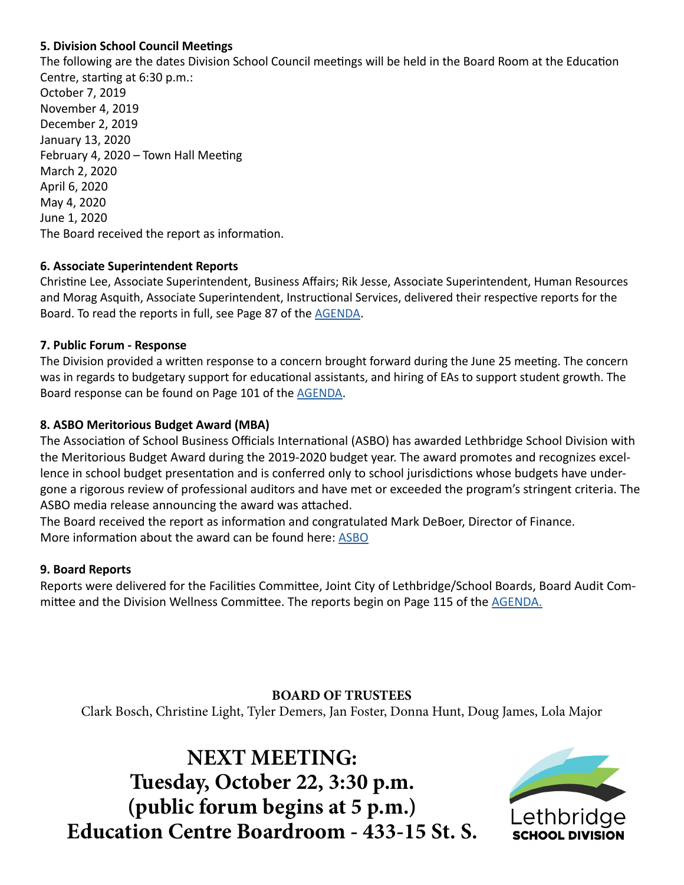### 5. Division School Council Meetings

The following are the dates Division School Council meetings will be held in the Board Room at the Education Centre, starting at 6:30 p.m.:

October 7, 2019
November 4, 2019
December 2, 2019
January 13, 2020
February 4, 2020 – Town Hall Meeting
March 2, 2020
April 6, 2020
May 4, 2020
June 1, 2020

The Board received the report as information.

### 6. Associate Superintendent Reports

Christine Lee, Associate Superintendent, Business Affairs; Rik Jesse, Associate Superintendent, Human Resources and Morag Asquith, Associate Superintendent, Instructional Services, delivered their respective reports for the Board. To read the reports in full, see Page 87 of the AGENDA.

### 7. Public Forum - Response

The Division provided a written response to a concern brought forward during the June 25 meeting. The concern was in regards to budgetary support for educational assistants, and hiring of EAs to support student growth. The Board response can be found on Page 101 of the AGENDA.

### 8. ASBO Meritorious Budget Award (MBA)

The Association of School Business Officials International (ASBO) has awarded Lethbridge School Division with the Meritorious Budget Award during the 2019-2020 budget year. The award promotes and recognizes excellence in school budget presentation and is conferred only to school jurisdictions whose budgets have undergone a rigorous review of professional auditors and have met or exceeded the program's stringent criteria. The ASBO media release announcing the award was attached.

The Board received the report as information and congratulated Mark DeBoer, Director of Finance.

More information about the award can be found here: ASBO

### 9. Board Reports

Reports were delivered for the Facilities Committee, Joint City of Lethbridge/School Boards, Board Audit Committee and the Division Wellness Committee. The reports begin on Page 115 of the AGENDA.

**BOARD OF TRUSTEES**

Clark Bosch, Christine Light, Tyler Demers, Jan Foster, Donna Hunt, Doug James, Lola Major

## NEXT MEETING:
## Tuesday, October 22, 3:30 p.m.
## (public forum begins at 5 p.m.)
## Education Centre Boardroom - 433-15 St. S.

Lethbridge SCHOOL DIVISION